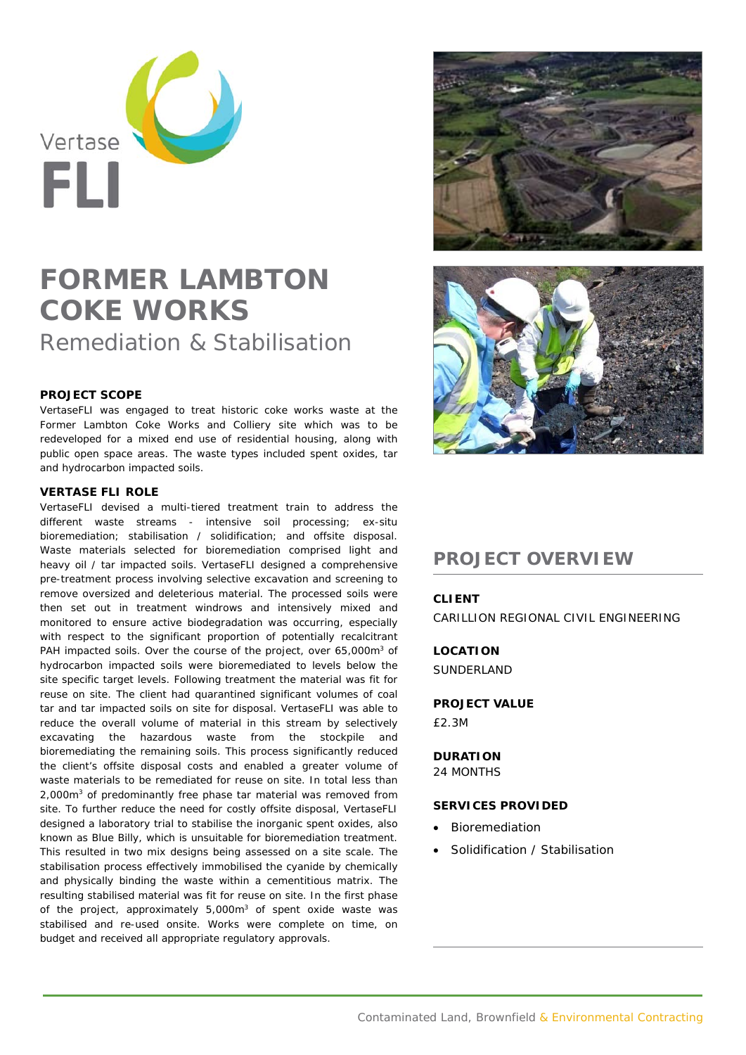Vertase FLI

# FORMER LAMBTON COKE WORKS

## Remediation & Stabilisation

### PROJECT SCOPE

VertaseFLI was engaged to treat historic coke works waste at the Former Lambton Coke Works and Colliery site which was to be redeveloped for a mixed end use of residential housing, along with public open space areas. The waste types included spent oxides, tar and hydrocarbon impacted soils.

### VERTASE FLI ROLE

VertaseFLI devised a multi-tiered treatment train to address the different waste streams - intensive soil processing; ex-situ bioremediation; stabilisation / solidification; and offsite disposal. Waste materials selected for bioremediation comprised light and heavy oil / tar impacted soils. VertaseFLI designed a comprehensive pre-treatment process involving selective excavation and screening to remove oversized and deleterious material. The processed soils were then set out in treatment windrows and intensively mixed and monitored to ensure active biodegradation was occurring, especially with respect to the significant proportion of potentially recalcitrant PAH impacted soils. Over the course of the project, over 65,000m$^3$ of hydrocarbon impacted soils were bioremediated to levels below the site specific target levels. Following treatment the material was fit for reuse on site. The client had quarantined significant volumes of coal tar and tar impacted soils on site for disposal. VertaseFLI was able to reduce the overall volume of material in this stream by selectively excavating the hazardous waste from the stockpile and bioremediating the remaining soils. This process significantly reduced the client's offsite disposal costs and enabled a greater volume of waste materials to be remediated for reuse on site. In total less than 2,000m$^3$ of predominantly free phase tar material was removed from site. To further reduce the need for costly offsite disposal, VertaseFLI designed a laboratory trial to stabilise the inorganic spent oxides, also known as Blue Billy, which is unsuitable for bioremediation treatment. This resulted in two mix designs being assessed on a site scale. The stabilisation process effectively immobilised the cyanide by chemically and physically binding the waste within a cementitious matrix. The resulting stabilised material was fit for reuse on site. In the first phase of the project, approximately 5,000m$^3$ of spent oxide waste was stabilised and re-used onsite. Works were complete on time, on budget and received all appropriate regulatory approvals.

## PROJECT OVERVIEW

**CLIENT**
CARILLION REGIONAL CIVIL ENGINEERING

**LOCATION**
SUNDERLAND

**PROJECT VALUE**
£2.3M

**DURATION**
24 MONTHS

**SERVICES PROVIDED**

- Bioremediation
- Solidification / Stabilisation

Contaminated Land, Brownfield & Environmental Contracting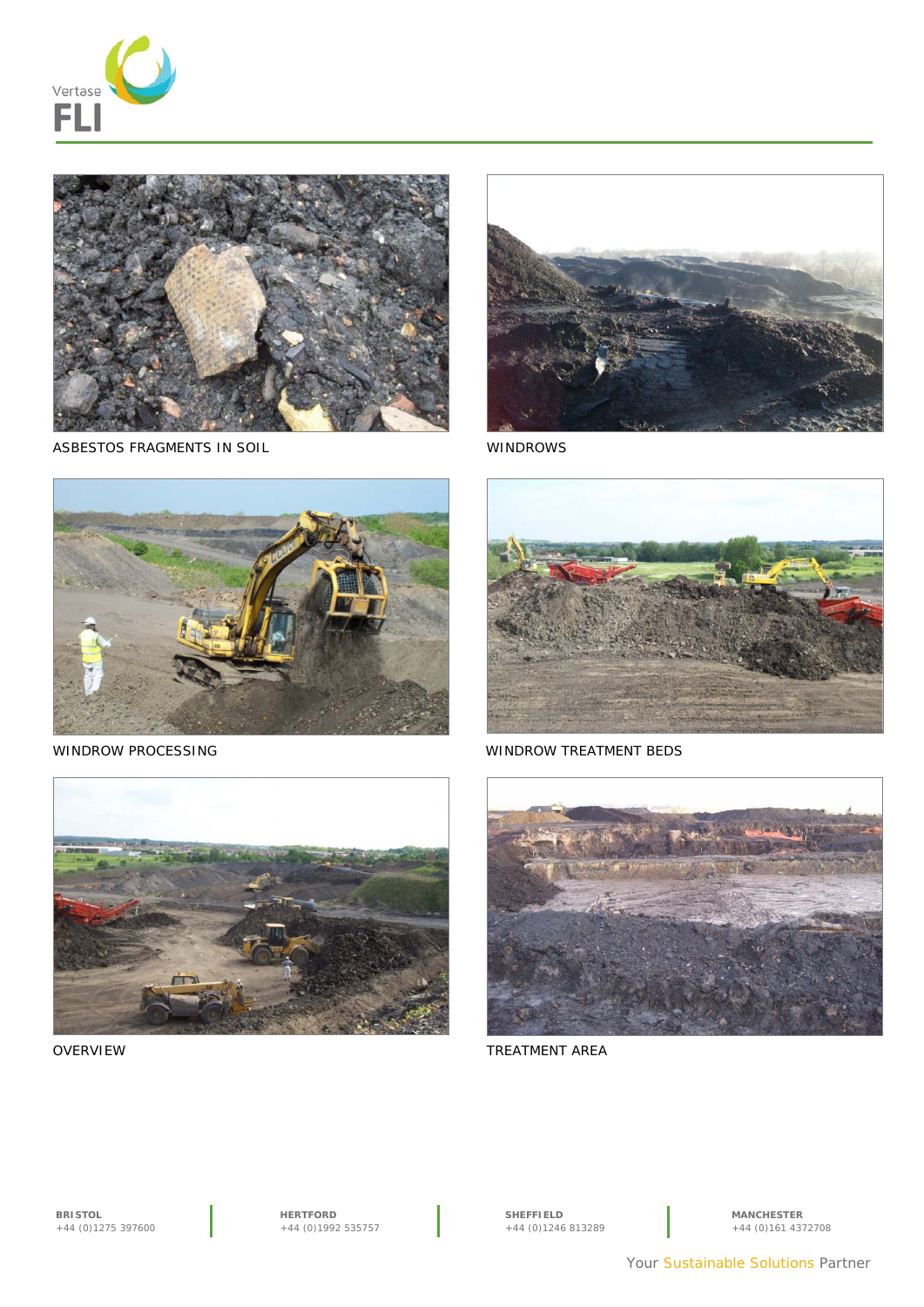ASBESTOS FRAGMENTS IN SOIL

WINDROWS

WINDROW PROCESSING

WINDROW TREATMENT BEDS

OVERVIEW

TREATMENT AREA

**BRISTOL**
+44 (0)1275 397600

**HERTFORD**
+44 (0)1992 535757

**SHEFFIELD**
+44 (0)1246 813289

**MANCHESTER**
+44 (0)161 4372708

Your Sustainable Solutions Partner